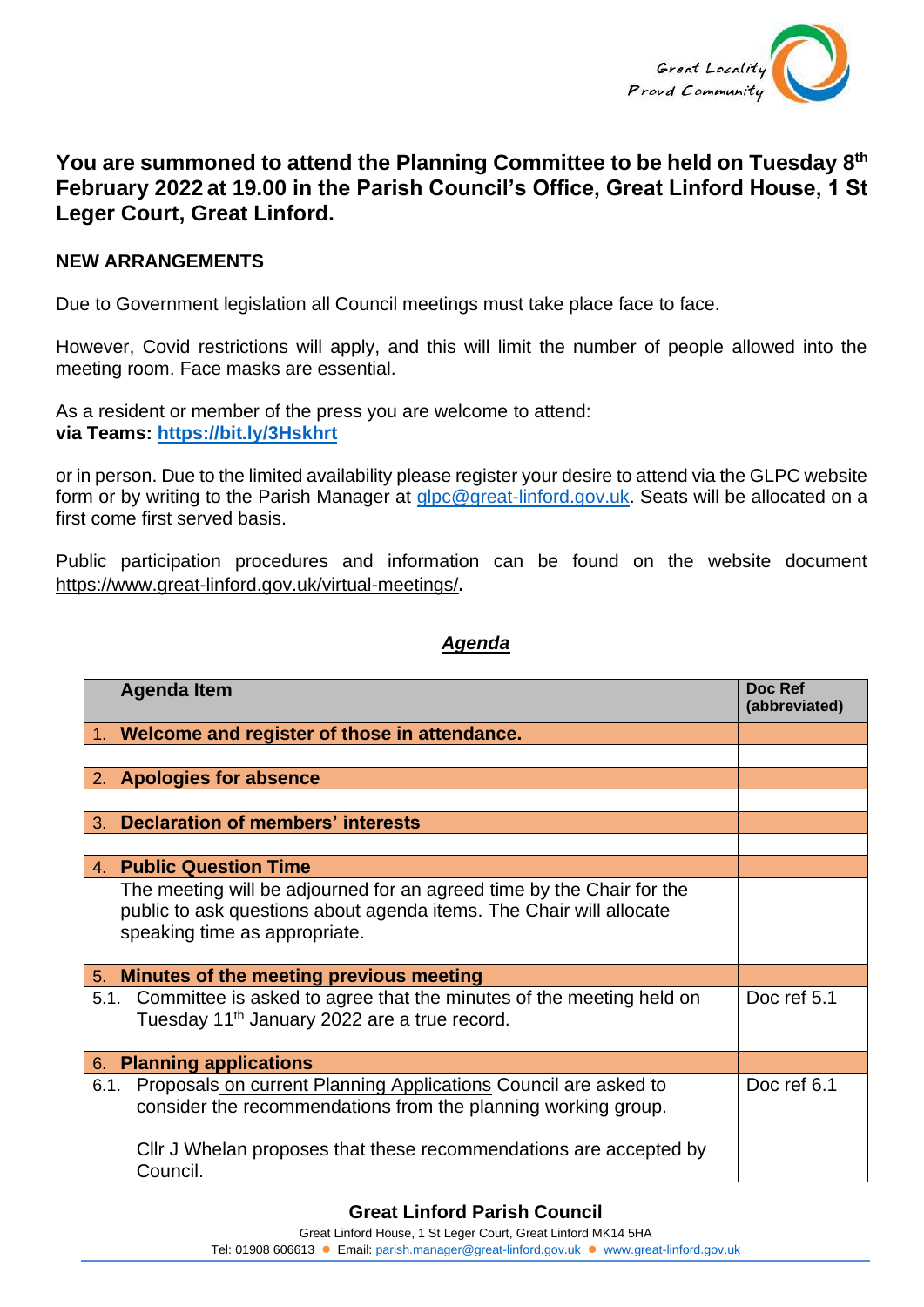Great Locality
Proud Community

## You are summoned to attend the Planning Committee to be held on Tuesday 8th February 2022 at 19.00 in the Parish Council's Office, Great Linford House, 1 St Leger Court, Great Linford.

**NEW ARRANGEMENTS**

Due to Government legislation all Council meetings must take place face to face.

However, Covid restrictions will apply, and this will limit the number of people allowed into the meeting room. Face masks are essential.

As a resident or member of the press you are welcome to attend:
**via Teams: https://bit.ly/3Hskhrt**

or in person. Due to the limited availability please register your desire to attend via the GLPC website form or by writing to the Parish Manager at glpc@great-linford.gov.uk. Seats will be allocated on a first come first served basis.

Public participation procedures and information can be found on the website document https://www.great-linford.gov.uk/virtual-meetings/**.**

***Agenda***

| Agenda Item | Doc Ref (abbreviated) |
|---|---|
| 1. **Welcome and register of those in attendance.** | |
| | |
| 2. **Apologies for absence** | |
| | |
| 3. **Declaration of members' interests** | |
| | |
| 4. **Public Question Time** | |
| The meeting will be adjourned for an agreed time by the Chair for the public to ask questions about agenda items. The Chair will allocate speaking time as appropriate. | |
| 5. **Minutes of the meeting previous meeting** | |
| 5.1. Committee is asked to agree that the minutes of the meeting held on Tuesday 11th January 2022 are a true record. | Doc ref 5.1 |
| 6. **Planning applications** | |
| 6.1. Proposals on current Planning Applications Council are asked to consider the recommendations from the planning working group.<br><br>Cllr J Whelan proposes that these recommendations are accepted by Council. | Doc ref 6.1 |

**Great Linford Parish Council**
Great Linford House, 1 St Leger Court, Great Linford MK14 5HA
Tel: 01908 606613 ● Email: parish.manager@great-linford.gov.uk ● www.great-linford.gov.uk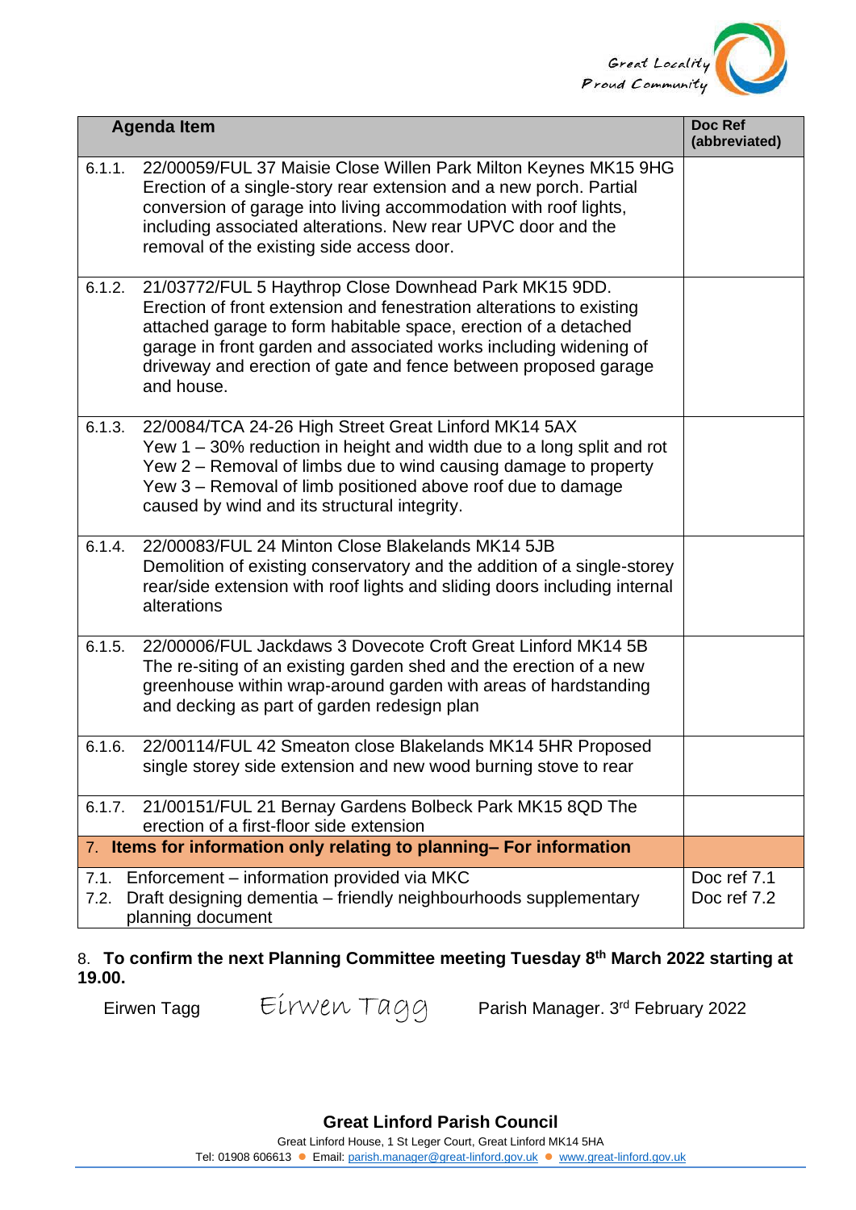| Agenda Item | Doc Ref (abbreviated) |
|---|---|
| 6.1.1. 22/00059/FUL 37 Maisie Close Willen Park Milton Keynes MK15 9HG Erection of a single-story rear extension and a new porch. Partial conversion of garage into living accommodation with roof lights, including associated alterations. New rear UPVC door and the removal of the existing side access door. | |
| 6.1.2. 21/03772/FUL 5 Haythrop Close Downhead Park MK15 9DD. Erection of front extension and fenestration alterations to existing attached garage to form habitable space, erection of a detached garage in front garden and associated works including widening of driveway and erection of gate and fence between proposed garage and house. | |
| 6.1.3. 22/0084/TCA 24-26 High Street Great Linford MK14 5AX Yew 1 – 30% reduction in height and width due to a long split and rot Yew 2 – Removal of limbs due to wind causing damage to property Yew 3 – Removal of limb positioned above roof due to damage caused by wind and its structural integrity. | |
| 6.1.4. 22/00083/FUL 24 Minton Close Blakelands MK14 5JB Demolition of existing conservatory and the addition of a single-storey rear/side extension with roof lights and sliding doors including internal alterations | |
| 6.1.5. 22/00006/FUL Jackdaws 3 Dovecote Croft Great Linford MK14 5B The re-siting of an existing garden shed and the erection of a new greenhouse within wrap-around garden with areas of hardstanding and decking as part of garden redesign plan | |
| 6.1.6. 22/00114/FUL 42 Smeaton close Blakelands MK14 5HR Proposed single storey side extension and new wood burning stove to rear | |
| 6.1.7. 21/00151/FUL 21 Bernay Gardens Bolbeck Park MK15 8QD The erection of a first-floor side extension | |
| **7. Items for information only relating to planning– For information** | |
| 7.1. Enforcement – information provided via MKC<br>7.2. Draft designing dementia – friendly neighbourhoods supplementary planning document | Doc ref 7.1<br>Doc ref 7.2 |

8. **To confirm the next Planning Committee meeting Tuesday 8th March 2022 starting at 19.00.**

Eirwen Tagg    Eirwen Tagg    Parish Manager. 3rd February 2022

**Great Linford Parish Council**

Great Linford House, 1 St Leger Court, Great Linford MK14 5HA

Tel: 01908 606613 • Email: parish.manager@great-linford.gov.uk • www.great-linford.gov.uk